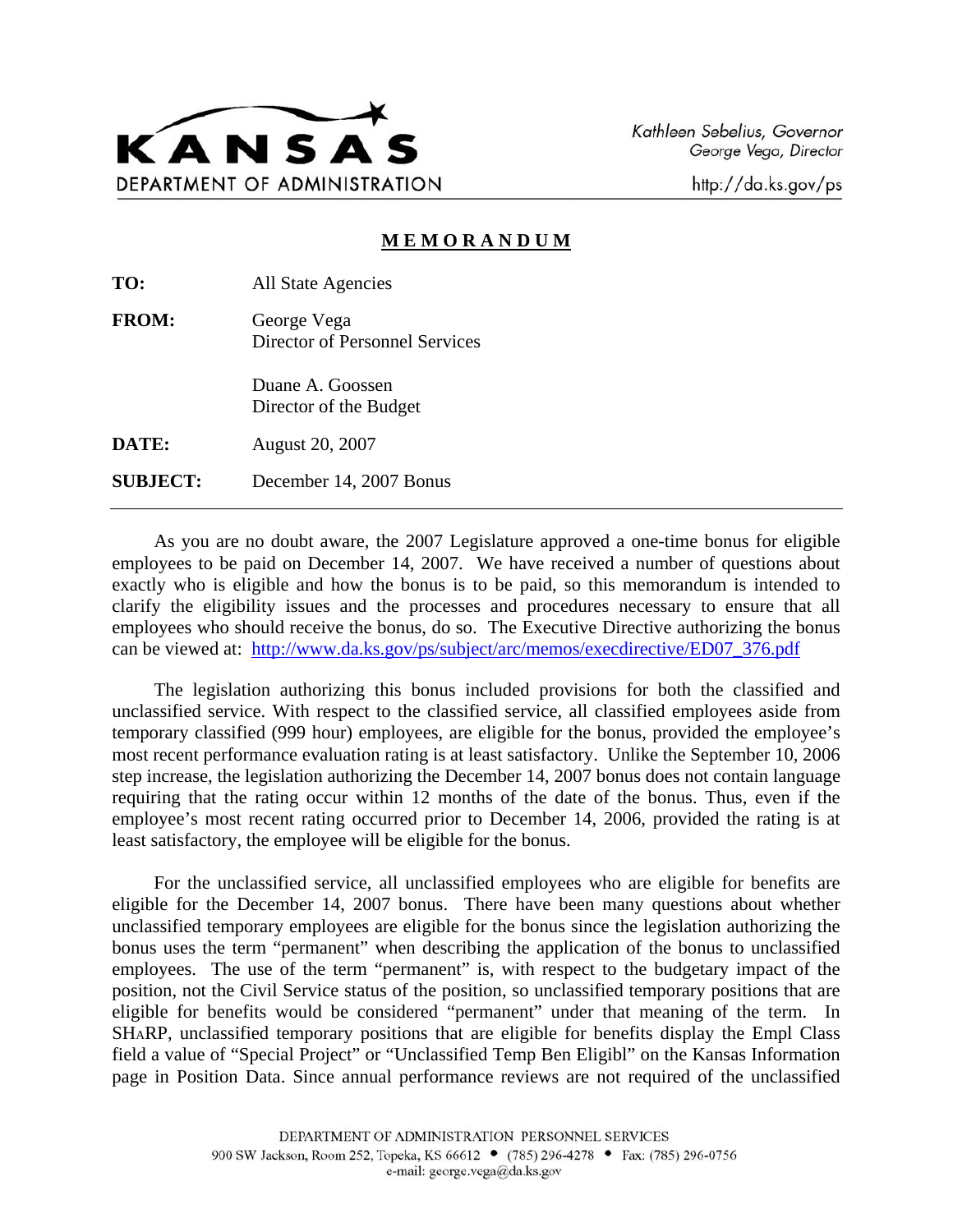**KANSAS**
DEPARTMENT OF ADMINISTRATION

Kathleen Sebelius, Governor
George Vega, Director

http://da.ks.gov/ps

## MEMORANDUM

**TO:** All State Agencies

**FROM:** George Vega
Director of Personnel Services

Duane A. Goossen
Director of the Budget

**DATE:** August 20, 2007

**SUBJECT:** December 14, 2007 Bonus

---

As you are no doubt aware, the 2007 Legislature approved a one-time bonus for eligible employees to be paid on December 14, 2007. We have received a number of questions about exactly who is eligible and how the bonus is to be paid, so this memorandum is intended to clarify the eligibility issues and the processes and procedures necessary to ensure that all employees who should receive the bonus, do so. The Executive Directive authorizing the bonus can be viewed at: http://www.da.ks.gov/ps/subject/arc/memos/execdirective/ED07_376.pdf

The legislation authorizing this bonus included provisions for both the classified and unclassified service. With respect to the classified service, all classified employees aside from temporary classified (999 hour) employees, are eligible for the bonus, provided the employee's most recent performance evaluation rating is at least satisfactory. Unlike the September 10, 2006 step increase, the legislation authorizing the December 14, 2007 bonus does not contain language requiring that the rating occur within 12 months of the date of the bonus. Thus, even if the employee's most recent rating occurred prior to December 14, 2006, provided the rating is at least satisfactory, the employee will be eligible for the bonus.

For the unclassified service, all unclassified employees who are eligible for benefits are eligible for the December 14, 2007 bonus. There have been many questions about whether unclassified temporary employees are eligible for the bonus since the legislation authorizing the bonus uses the term "permanent" when describing the application of the bonus to unclassified employees. The use of the term "permanent" is, with respect to the budgetary impact of the position, not the Civil Service status of the position, so unclassified temporary positions that are eligible for benefits would be considered "permanent" under that meaning of the term. In SHARP, unclassified temporary positions that are eligible for benefits display the Empl Class field a value of "Special Project" or "Unclassified Temp Ben Eligibl" on the Kansas Information page in Position Data. Since annual performance reviews are not required of the unclassified

DEPARTMENT OF ADMINISTRATION PERSONNEL SERVICES
900 SW Jackson, Room 252, Topeka, KS 66612 • (785) 296-4278 • Fax: (785) 296-0756
e-mail: george.vega@da.ks.gov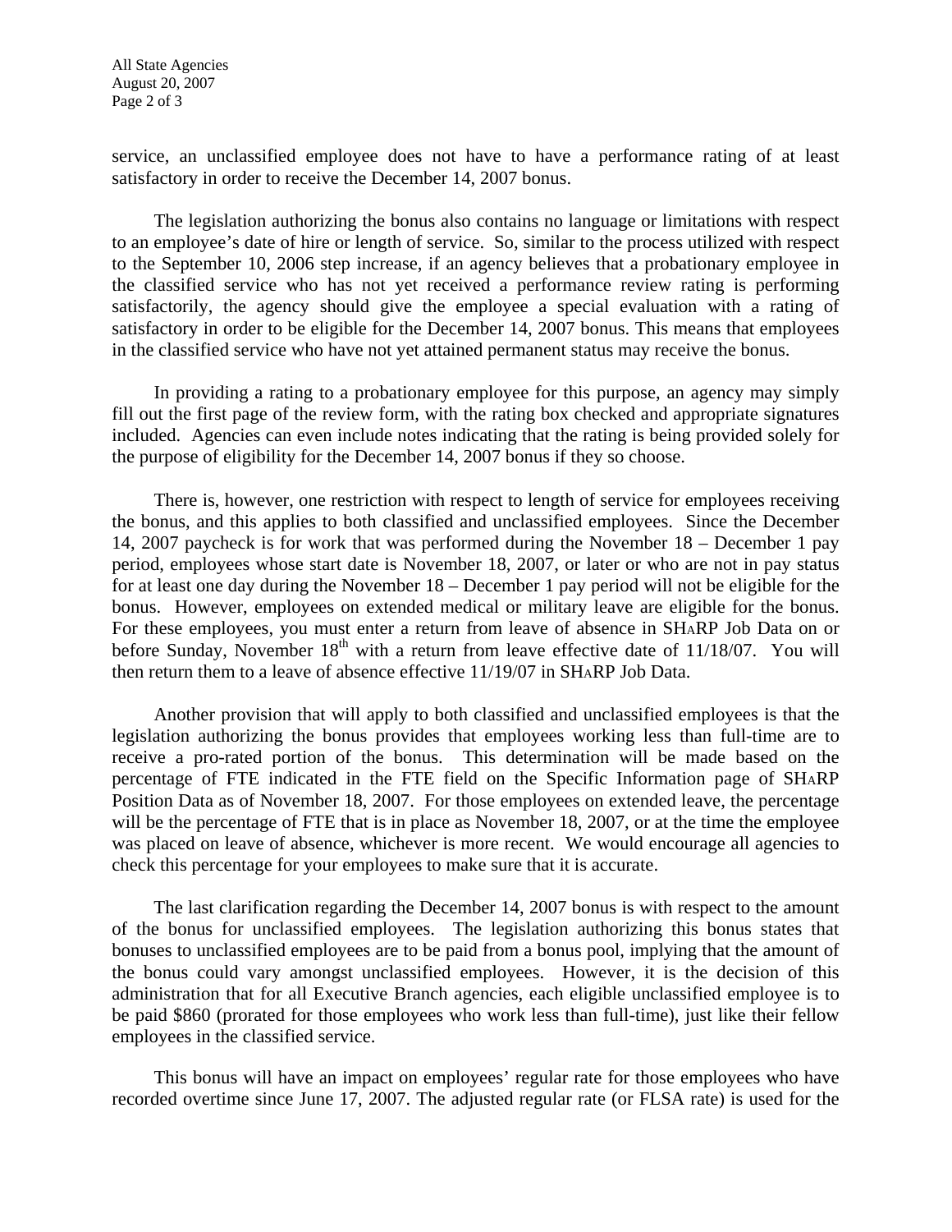service, an unclassified employee does not have to have a performance rating of at least satisfactory in order to receive the December 14, 2007 bonus.

The legislation authorizing the bonus also contains no language or limitations with respect to an employee's date of hire or length of service. So, similar to the process utilized with respect to the September 10, 2006 step increase, if an agency believes that a probationary employee in the classified service who has not yet received a performance review rating is performing satisfactorily, the agency should give the employee a special evaluation with a rating of satisfactory in order to be eligible for the December 14, 2007 bonus. This means that employees in the classified service who have not yet attained permanent status may receive the bonus.

In providing a rating to a probationary employee for this purpose, an agency may simply fill out the first page of the review form, with the rating box checked and appropriate signatures included. Agencies can even include notes indicating that the rating is being provided solely for the purpose of eligibility for the December 14, 2007 bonus if they so choose.

There is, however, one restriction with respect to length of service for employees receiving the bonus, and this applies to both classified and unclassified employees. Since the December 14, 2007 paycheck is for work that was performed during the November 18 – December 1 pay period, employees whose start date is November 18, 2007, or later or who are not in pay status for at least one day during the November 18 – December 1 pay period will not be eligible for the bonus. However, employees on extended medical or military leave are eligible for the bonus. For these employees, you must enter a return from leave of absence in SHARP Job Data on or before Sunday, November 18th with a return from leave effective date of 11/18/07. You will then return them to a leave of absence effective 11/19/07 in SHARP Job Data.

Another provision that will apply to both classified and unclassified employees is that the legislation authorizing the bonus provides that employees working less than full-time are to receive a pro-rated portion of the bonus. This determination will be made based on the percentage of FTE indicated in the FTE field on the Specific Information page of SHARP Position Data as of November 18, 2007. For those employees on extended leave, the percentage will be the percentage of FTE that is in place as November 18, 2007, or at the time the employee was placed on leave of absence, whichever is more recent. We would encourage all agencies to check this percentage for your employees to make sure that it is accurate.

The last clarification regarding the December 14, 2007 bonus is with respect to the amount of the bonus for unclassified employees. The legislation authorizing this bonus states that bonuses to unclassified employees are to be paid from a bonus pool, implying that the amount of the bonus could vary amongst unclassified employees. However, it is the decision of this administration that for all Executive Branch agencies, each eligible unclassified employee is to be paid $860 (prorated for those employees who work less than full-time), just like their fellow employees in the classified service.

This bonus will have an impact on employees' regular rate for those employees who have recorded overtime since June 17, 2007. The adjusted regular rate (or FLSA rate) is used for the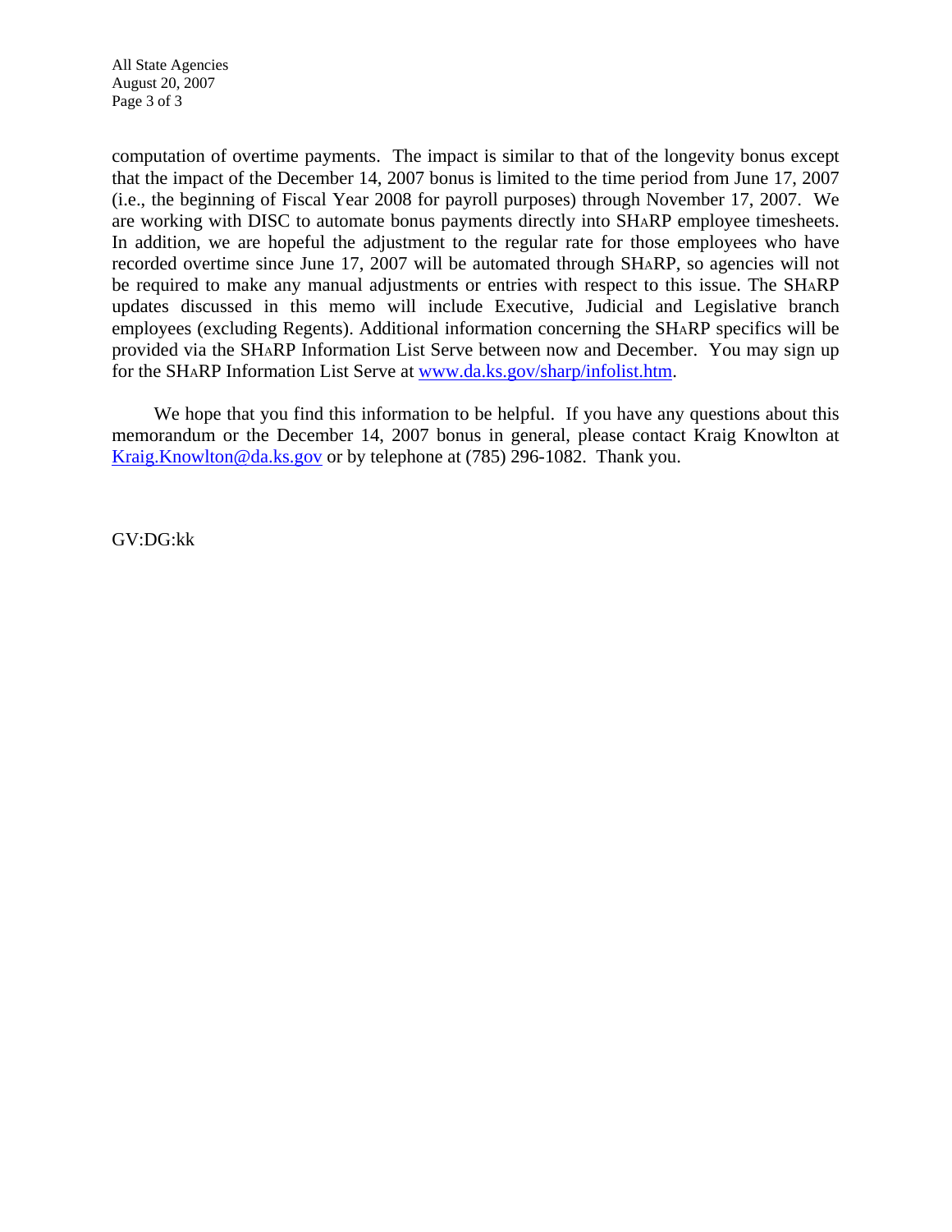computation of overtime payments. The impact is similar to that of the longevity bonus except that the impact of the December 14, 2007 bonus is limited to the time period from June 17, 2007 (i.e., the beginning of Fiscal Year 2008 for payroll purposes) through November 17, 2007. We are working with DISC to automate bonus payments directly into SHARP employee timesheets. In addition, we are hopeful the adjustment to the regular rate for those employees who have recorded overtime since June 17, 2007 will be automated through SHARP, so agencies will not be required to make any manual adjustments or entries with respect to this issue. The SHARP updates discussed in this memo will include Executive, Judicial and Legislative branch employees (excluding Regents). Additional information concerning the SHARP specifics will be provided via the SHARP Information List Serve between now and December. You may sign up for the SHARP Information List Serve at www.da.ks.gov/sharp/infolist.htm.

We hope that you find this information to be helpful. If you have any questions about this memorandum or the December 14, 2007 bonus in general, please contact Kraig Knowlton at Kraig.Knowlton@da.ks.gov or by telephone at (785) 296-1082. Thank you.

GV:DG:kk